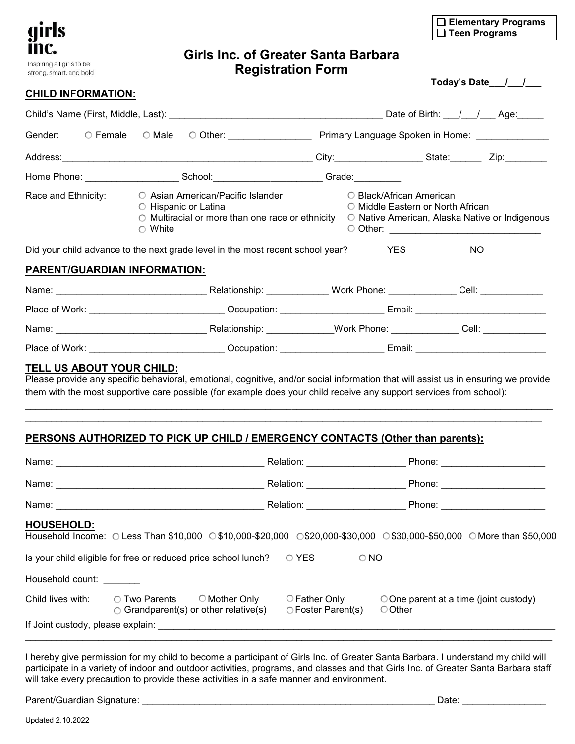☐ Elementary Programs
☐ Teen Programs

girls inc.
Inspiring all girls to be strong, smart, and bold

# Girls Inc. of Greater Santa Barbara Registration Form

**Today's Date___/___/___**

## CHILD INFORMATION:

Child's Name (First, Middle, Last): ________________________________________ Date of Birth: ___/___/___ Age:_____

Gender: ○ Female ○ Male ○ Other: ________________ Primary Language Spoken in Home: ______________

Address:_________________________________________________ City:_________________ State:______ Zip:________

Home Phone: __________________ School:_____________________ Grade:_________

Race and Ethnicity:
- ○ Asian American/Pacific Islander
- ○ Black/African American
- ○ Hispanic or Latina
- ○ Middle Eastern or North African
- ○ Multiracial or more than one race or ethnicity
- ○ Native American, Alaska Native or Indigenous
- ○ White
- ○ Other: _____________________________

Did your child advance to the next grade level in the most recent school year? YES NO

## PARENT/GUARDIAN INFORMATION:

Name: _____________________________ Relationship: ____________ Work Phone: _____________ Cell: ____________

Place of Work: _________________________ Occupation: ___________________ Email: _________________________

Name: _____________________________ Relationship: _____________Work Phone: _____________ Cell: ____________

Place of Work: _________________________ Occupation: ___________________ Email: _________________________

## TELL US ABOUT YOUR CHILD:

Please provide any specific behavioral, emotional, cognitive, and/or social information that will assist us in ensuring we provide them with the most supportive care possible (for example does your child receive any support services from school):

_____________________________________________________________________________________________________

_____________________________________________________________________________________________________

## PERSONS AUTHORIZED TO PICK UP CHILD / EMERGENCY CONTACTS (Other than parents):

Name: ________________________________________ Relation: ___________________ Phone: ____________________

Name: ________________________________________ Relation: ___________________ Phone: ____________________

Name: ________________________________________ Relation: ___________________ Phone: ____________________

## HOUSEHOLD:

Household Income: ○ Less Than $10,000 ○ $10,000-$20,000 ○ $20,000-$30,000 ○ $30,000-$50,000 ○ More than $50,000

Is your child eligible for free or reduced price school lunch? ○ YES ○ NO

Household count: _______

Child lives with:
- ○ Two Parents
- ○ Mother Only
- ○ Father Only
- ○ One parent at a time (joint custody)
- ○ Grandparent(s) or other relative(s)
- ○ Foster Parent(s)
- ○ Other

If Joint custody, please explain: ______________________________________________________________________________

_____________________________________________________________________________________________________

I hereby give permission for my child to become a participant of Girls Inc. of Greater Santa Barbara. I understand my child will participate in a variety of indoor and outdoor activities, programs, and classes and that Girls Inc. of Greater Santa Barbara staff will take every precaution to provide these activities in a safe manner and environment.

Parent/Guardian Signature: _________________________________________________________ Date: _______________

Updated 2.10.2022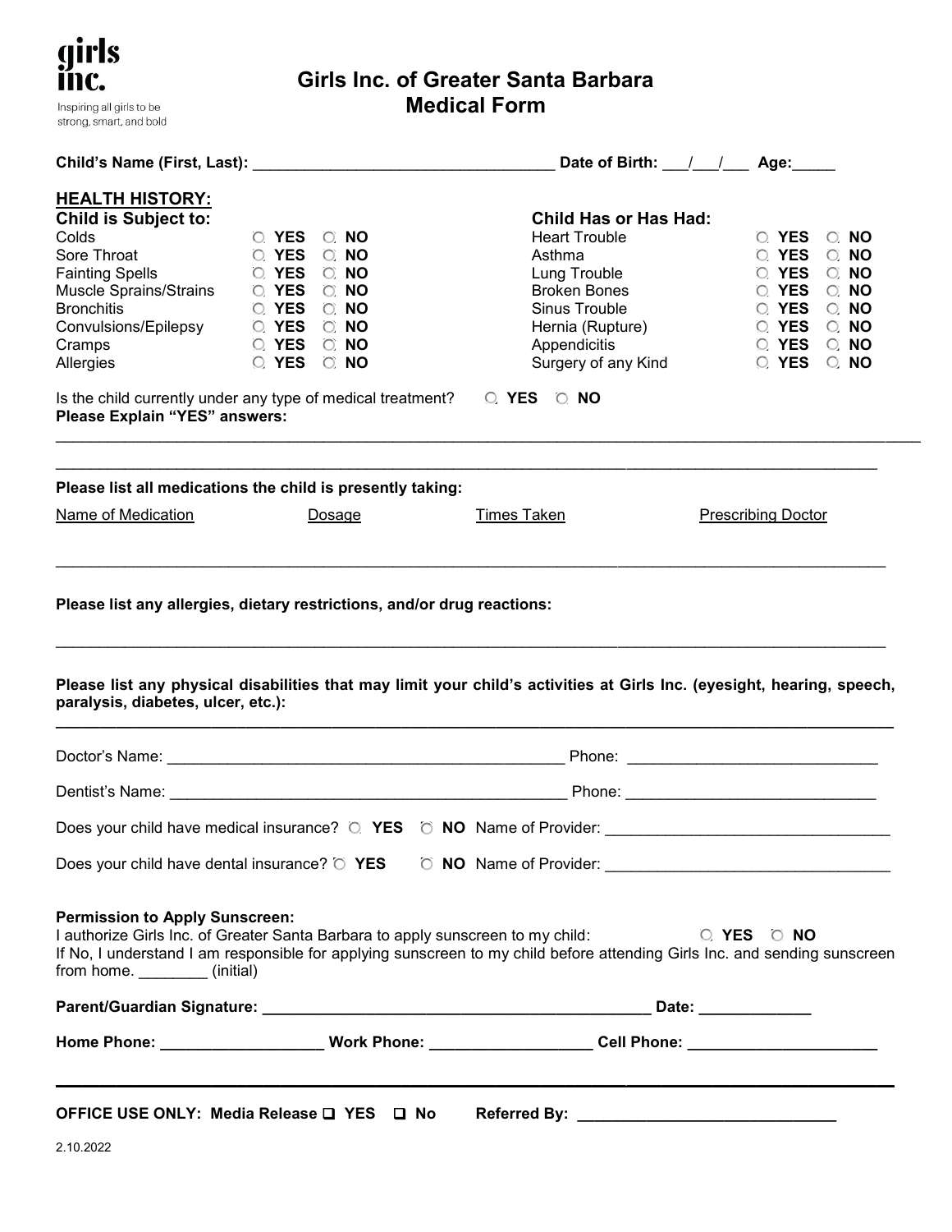girls inc.

Inspiring all girls to be strong, smart, and bold

# Girls Inc. of Greater Santa Barbara
# Medical Form

**Child's Name (First, Last):** ___________________________________ **Date of Birth:** ___/___/___ **Age:**_____

## HEALTH HISTORY:

| **Child is Subject to:** | | | **Child Has or Has Had:** | | |
|---|---|---|---|---|---|
| Colds | ○ **YES** | ○ **NO** | Heart Trouble | ○ **YES** | ○ **NO** |
| Sore Throat | ○ **YES** | ○ **NO** | Asthma | ○ **YES** | ○ **NO** |
| Fainting Spells | ○ **YES** | ○ **NO** | Lung Trouble | ○ **YES** | ○ **NO** |
| Muscle Sprains/Strains | ○ **YES** | ○ **NO** | Broken Bones | ○ **YES** | ○ **NO** |
| Bronchitis | ○ **YES** | ○ **NO** | Sinus Trouble | ○ **YES** | ○ **NO** |
| Convulsions/Epilepsy | ○ **YES** | ○ **NO** | Hernia (Rupture) | ○ **YES** | ○ **NO** |
| Cramps | ○ **YES** | ○ **NO** | Appendicitis | ○ **YES** | ○ **NO** |
| Allergies | ○ **YES** | ○ **NO** | Surgery of any Kind | ○ **YES** | ○ **NO** |

Is the child currently under any type of medical treatment? ○ **YES** ○ **NO**

**Please Explain "YES" answers:**

_____________________________________________________________________________________________

_____________________________________________________________________________________________

**Please list all medications the child is presently taking:**

| Name of Medication | Dosage | Times Taken | Prescribing Doctor |
|---|---|---|---|
| | | | |

_____________________________________________________________________________________________

**Please list any allergies, dietary restrictions, and/or drug reactions:**

_____________________________________________________________________________________________

**Please list any physical disabilities that may limit your child's activities at Girls Inc. (eyesight, hearing, speech, paralysis, diabetes, ulcer, etc.):**

_____________________________________________________________________________________________

Doctor's Name: _______________________________________________ Phone: _____________________________

Dentist's Name: _______________________________________________ Phone: _____________________________

Does your child have medical insurance? ○ **YES** ○ **NO** Name of Provider: _________________________________

Does your child have dental insurance? ○ **YES** ○ **NO** Name of Provider: _________________________________

**Permission to Apply Sunscreen:**

I authorize Girls Inc. of Greater Santa Barbara to apply sunscreen to my child: ○ **YES** ○ **NO**

If No, I understand I am responsible for applying sunscreen to my child before attending Girls Inc. and sending sunscreen from home. ________ (initial)

**Parent/Guardian Signature:** _____________________________________________ **Date:** _____________

**Home Phone:** ___________________ **Work Phone:** ___________________ **Cell Phone:** ______________________

**OFFICE USE ONLY: Media Release** ❑ **YES** ❑ **No** **Referred By:** ______________________________

2.10.2022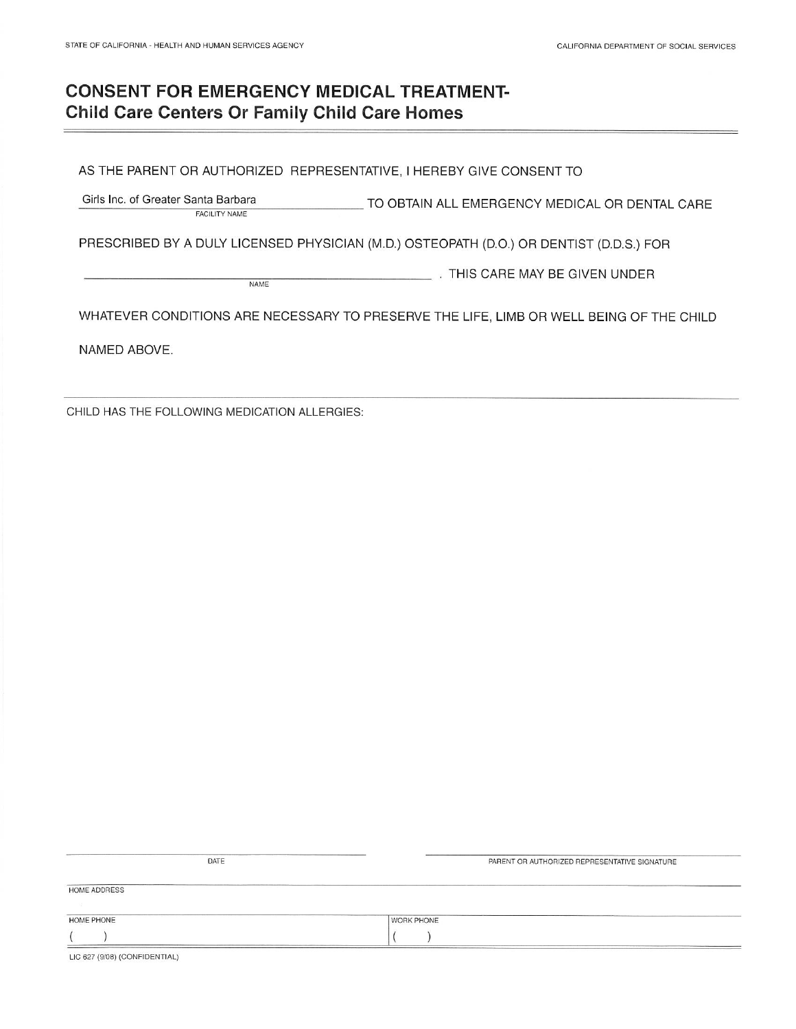STATE OF CALIFORNIA - HEALTH AND HUMAN SERVICES AGENCY

CALIFORNIA DEPARTMENT OF SOCIAL SERVICES

# CONSENT FOR EMERGENCY MEDICAL TREATMENT-
## Child Care Centers Or Family Child Care Homes

AS THE PARENT OR AUTHORIZED REPRESENTATIVE, I HEREBY GIVE CONSENT TO

Girls Inc. of Greater Santa Barbara ______________ TO OBTAIN ALL EMERGENCY MEDICAL OR DENTAL CARE
FACILITY NAME

PRESCRIBED BY A DULY LICENSED PHYSICIAN (M.D.) OSTEOPATH (D.O.) OR DENTIST (D.D.S.) FOR

______________________________________________ . THIS CARE MAY BE GIVEN UNDER
NAME

WHATEVER CONDITIONS ARE NECESSARY TO PRESERVE THE LIFE, LIMB OR WELL BEING OF THE CHILD NAMED ABOVE.

---

CHILD HAS THE FOLLOWING MEDICATION ALLERGIES:

______________________________ ______________________________
DATE PARENT OR AUTHORIZED REPRESENTATIVE SIGNATURE

HOME ADDRESS

| HOME PHONE | WORK PHONE |
|---|---|
| (   ) | (   ) |

LIC 627 (9/08) (CONFIDENTIAL)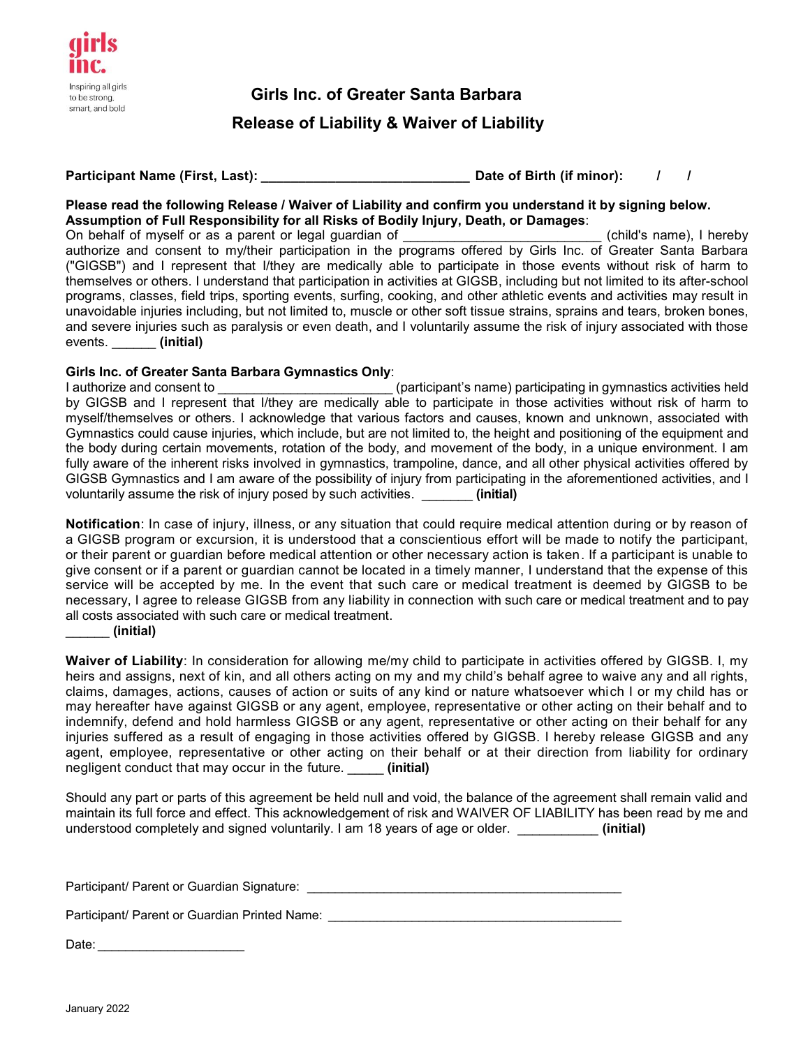girls inc.

Inspiring all girls to be strong, smart, and bold

# Girls Inc. of Greater Santa Barbara

## Release of Liability & Waiver of Liability

**Participant Name (First, Last): ____________________________ Date of Birth (if minor): / /**

**Please read the following Release / Waiver of Liability and confirm you understand it by signing below.**
**Assumption of Full Responsibility for all Risks of Bodily Injury, Death, or Damages**:
On behalf of myself or as a parent or legal guardian of __________________________ (child's name), I hereby authorize and consent to my/their participation in the programs offered by Girls Inc. of Greater Santa Barbara ("GIGSB") and I represent that I/they are medically able to participate in those events without risk of harm to themselves or others. I understand that participation in activities at GIGSB, including but not limited to its after-school programs, classes, field trips, sporting events, surfing, cooking, and other athletic events and activities may result in unavoidable injuries including, but not limited to, muscle or other soft tissue strains, sprains and tears, broken bones, and severe injuries such as paralysis or even death, and I voluntarily assume the risk of injury associated with those events. ______ **(initial)**

**Girls Inc. of Greater Santa Barbara Gymnastics Only**:
I authorize and consent to _______________________ (participant's name) participating in gymnastics activities held by GIGSB and I represent that I/they are medically able to participate in those activities without risk of harm to myself/themselves or others. I acknowledge that various factors and causes, known and unknown, associated with Gymnastics could cause injuries, which include, but are not limited to, the height and positioning of the equipment and the body during certain movements, rotation of the body, and movement of the body, in a unique environment. I am fully aware of the inherent risks involved in gymnastics, trampoline, dance, and all other physical activities offered by GIGSB Gymnastics and I am aware of the possibility of injury from participating in the aforementioned activities, and I voluntarily assume the risk of injury posed by such activities. _______ **(initial)**

**Notification**: In case of injury, illness, or any situation that could require medical attention during or by reason of a GIGSB program or excursion, it is understood that a conscientious effort will be made to notify the participant, or their parent or guardian before medical attention or other necessary action is taken. If a participant is unable to give consent or if a parent or guardian cannot be located in a timely manner, I understand that the expense of this service will be accepted by me. In the event that such care or medical treatment is deemed by GIGSB to be necessary, I agree to release GIGSB from any liability in connection with such care or medical treatment and to pay all costs associated with such care or medical treatment.
______ **(initial)**

**Waiver of Liability**: In consideration for allowing me/my child to participate in activities offered by GIGSB. I, my heirs and assigns, next of kin, and all others acting on my and my child's behalf agree to waive any and all rights, claims, damages, actions, causes of action or suits of any kind or nature whatsoever which I or my child has or may hereafter have against GIGSB or any agent, employee, representative or other acting on their behalf and to indemnify, defend and hold harmless GIGSB or any agent, representative or other acting on their behalf for any injuries suffered as a result of engaging in those activities offered by GIGSB. I hereby release GIGSB and any agent, employee, representative or other acting on their behalf or at their direction from liability for ordinary negligent conduct that may occur in the future. _____ **(initial)**

Should any part or parts of this agreement be held null and void, the balance of the agreement shall remain valid and maintain its full force and effect. This acknowledgement of risk and WAIVER OF LIABILITY has been read by me and understood completely and signed voluntarily. I am 18 years of age or older. ___________ **(initial)**

Participant/ Parent or Guardian Signature: ____________________________________________

Participant/ Parent or Guardian Printed Name: _________________________________________

Date: ____________________

January 2022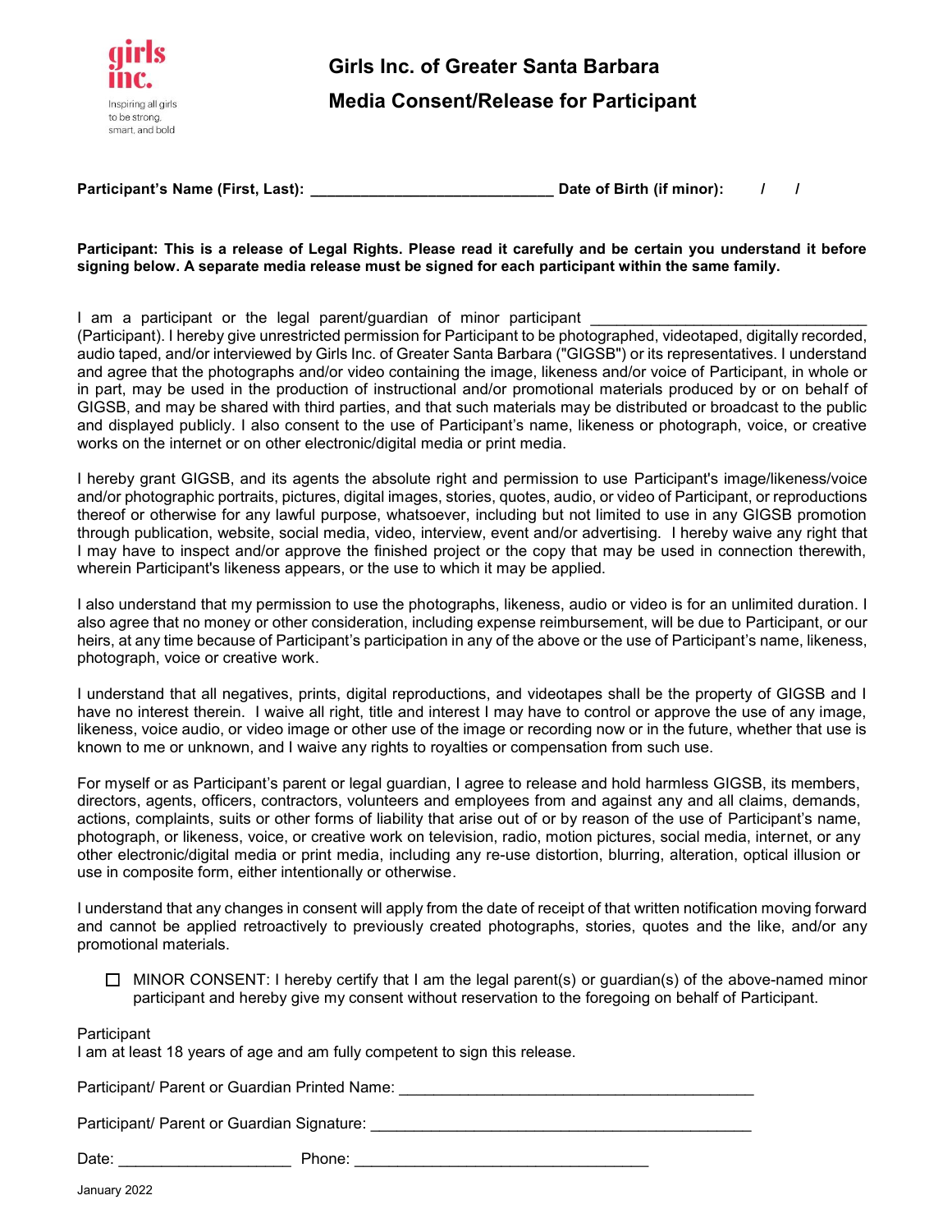girls inc.

Inspiring all girls to be strong, smart, and bold

# Girls Inc. of Greater Santa Barbara

## Media Consent/Release for Participant

**Participant's Name (First, Last):** ____________________________ **Date of Birth (if minor):** / /

**Participant: This is a release of Legal Rights. Please read it carefully and be certain you understand it before signing below. A separate media release must be signed for each participant within the same family.**

I am a participant or the legal parent/guardian of minor participant ______________________________ (Participant). I hereby give unrestricted permission for Participant to be photographed, videotaped, digitally recorded, audio taped, and/or interviewed by Girls Inc. of Greater Santa Barbara ("GIGSB") or its representatives. I understand and agree that the photographs and/or video containing the image, likeness and/or voice of Participant, in whole or in part, may be used in the production of instructional and/or promotional materials produced by or on behalf of GIGSB, and may be shared with third parties, and that such materials may be distributed or broadcast to the public and displayed publicly. I also consent to the use of Participant's name, likeness or photograph, voice, or creative works on the internet or on other electronic/digital media or print media.

I hereby grant GIGSB, and its agents the absolute right and permission to use Participant's image/likeness/voice and/or photographic portraits, pictures, digital images, stories, quotes, audio, or video of Participant, or reproductions thereof or otherwise for any lawful purpose, whatsoever, including but not limited to use in any GIGSB promotion through publication, website, social media, video, interview, event and/or advertising. I hereby waive any right that I may have to inspect and/or approve the finished project or the copy that may be used in connection therewith, wherein Participant's likeness appears, or the use to which it may be applied.

I also understand that my permission to use the photographs, likeness, audio or video is for an unlimited duration. I also agree that no money or other consideration, including expense reimbursement, will be due to Participant, or our heirs, at any time because of Participant's participation in any of the above or the use of Participant's name, likeness, photograph, voice or creative work.

I understand that all negatives, prints, digital reproductions, and videotapes shall be the property of GIGSB and I have no interest therein. I waive all right, title and interest I may have to control or approve the use of any image, likeness, voice audio, or video image or other use of the image or recording now or in the future, whether that use is known to me or unknown, and I waive any rights to royalties or compensation from such use.

For myself or as Participant's parent or legal guardian, I agree to release and hold harmless GIGSB, its members, directors, agents, officers, contractors, volunteers and employees from and against any and all claims, demands, actions, complaints, suits or other forms of liability that arise out of or by reason of the use of Participant's name, photograph, or likeness, voice, or creative work on television, radio, motion pictures, social media, internet, or any other electronic/digital media or print media, including any re-use distortion, blurring, alteration, optical illusion or use in composite form, either intentionally or otherwise.

I understand that any changes in consent will apply from the date of receipt of that written notification moving forward and cannot be applied retroactively to previously created photographs, stories, quotes and the like, and/or any promotional materials.

- ☐ MINOR CONSENT: I hereby certify that I am the legal parent(s) or guardian(s) of the above-named minor participant and hereby give my consent without reservation to the foregoing on behalf of Participant.

Participant
I am at least 18 years of age and am fully competent to sign this release.

Participant/ Parent or Guardian Printed Name: ________________________________________

Participant/ Parent or Guardian Signature: ____________________________________________

Date: ____________________ Phone: __________________________________

January 2022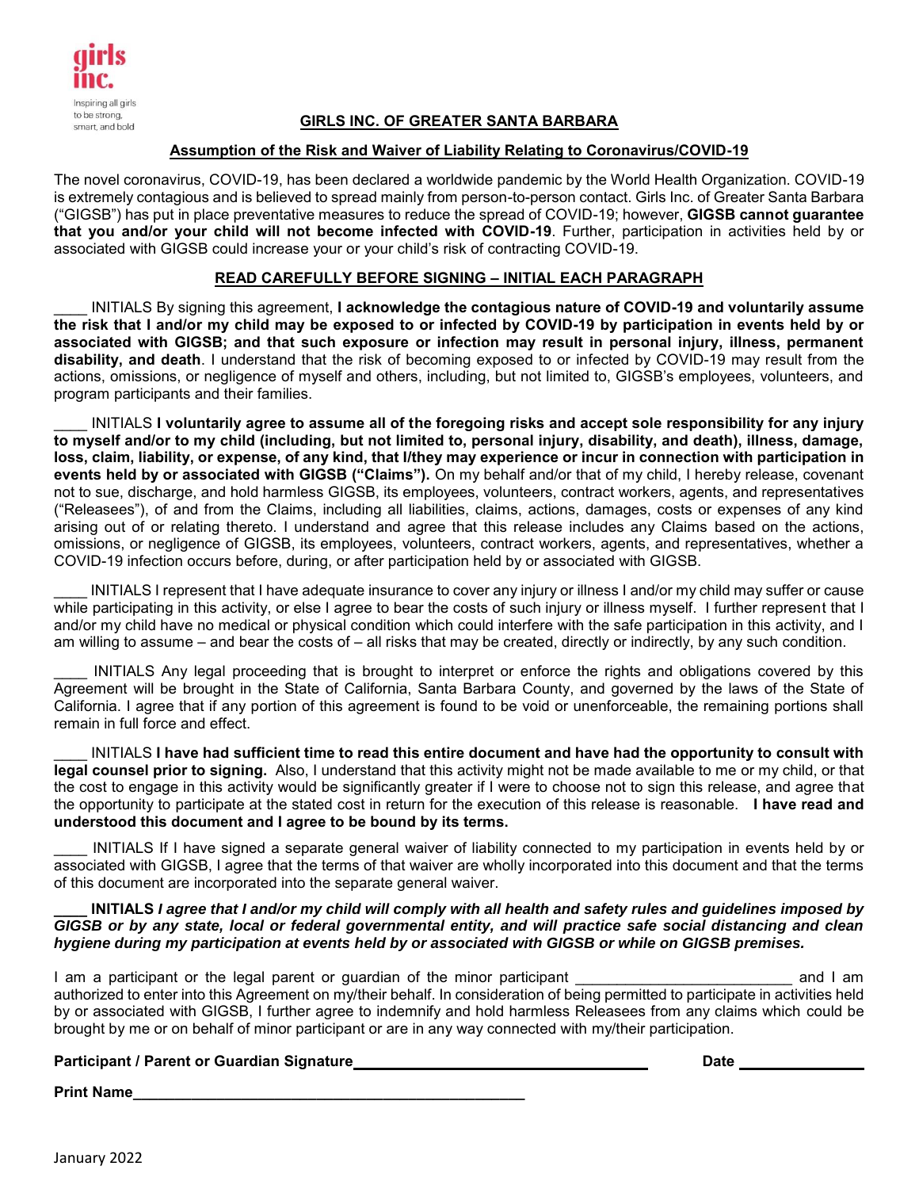girls inc.

Inspiring all girls to be strong, smart, and bold

## GIRLS INC. OF GREATER SANTA BARBARA

### Assumption of the Risk and Waiver of Liability Relating to Coronavirus/COVID-19

The novel coronavirus, COVID-19, has been declared a worldwide pandemic by the World Health Organization. COVID-19 is extremely contagious and is believed to spread mainly from person-to-person contact. Girls Inc. of Greater Santa Barbara ("GIGSB") has put in place preventative measures to reduce the spread of COVID-19; however, **GIGSB cannot guarantee that you and/or your child will not become infected with COVID-19**. Further, participation in activities held by or associated with GIGSB could increase your or your child's risk of contracting COVID-19.

### READ CAREFULLY BEFORE SIGNING – INITIAL EACH PARAGRAPH

____ INITIALS By signing this agreement, **I acknowledge the contagious nature of COVID-19 and voluntarily assume the risk that I and/or my child may be exposed to or infected by COVID-19 by participation in events held by or associated with GIGSB; and that such exposure or infection may result in personal injury, illness, permanent disability, and death**. I understand that the risk of becoming exposed to or infected by COVID-19 may result from the actions, omissions, or negligence of myself and others, including, but not limited to, GIGSB's employees, volunteers, and program participants and their families.

____ INITIALS **I voluntarily agree to assume all of the foregoing risks and accept sole responsibility for any injury to myself and/or to my child (including, but not limited to, personal injury, disability, and death), illness, damage, loss, claim, liability, or expense, of any kind, that I/they may experience or incur in connection with participation in events held by or associated with GIGSB ("Claims").** On my behalf and/or that of my child, I hereby release, covenant not to sue, discharge, and hold harmless GIGSB, its employees, volunteers, contract workers, agents, and representatives ("Releasees"), of and from the Claims, including all liabilities, claims, actions, damages, costs or expenses of any kind arising out of or relating thereto. I understand and agree that this release includes any Claims based on the actions, omissions, or negligence of GIGSB, its employees, volunteers, contract workers, agents, and representatives, whether a COVID-19 infection occurs before, during, or after participation held by or associated with GIGSB.

____ INITIALS I represent that I have adequate insurance to cover any injury or illness I and/or my child may suffer or cause while participating in this activity, or else I agree to bear the costs of such injury or illness myself. I further represent that I and/or my child have no medical or physical condition which could interfere with the safe participation in this activity, and I am willing to assume – and bear the costs of – all risks that may be created, directly or indirectly, by any such condition.

____ INITIALS Any legal proceeding that is brought to interpret or enforce the rights and obligations covered by this Agreement will be brought in the State of California, Santa Barbara County, and governed by the laws of the State of California. I agree that if any portion of this agreement is found to be void or unenforceable, the remaining portions shall remain in full force and effect.

____ INITIALS **I have had sufficient time to read this entire document and have had the opportunity to consult with legal counsel prior to signing.** Also, I understand that this activity might not be made available to me or my child, or that the cost to engage in this activity would be significantly greater if I were to choose not to sign this release, and agree that the opportunity to participate at the stated cost in return for the execution of this release is reasonable. **I have read and understood this document and I agree to be bound by its terms.**

____ INITIALS If I have signed a separate general waiver of liability connected to my participation in events held by or associated with GIGSB, I agree that the terms of that waiver are wholly incorporated into this document and that the terms of this document are incorporated into the separate general waiver.

**____ INITIALS** ***I agree that I and/or my child will comply with all health and safety rules and guidelines imposed by GIGSB or by any state, local or federal governmental entity, and will practice safe social distancing and clean hygiene during my participation at events held by or associated with GIGSB or while on GIGSB premises.***

I am a participant or the legal parent or guardian of the minor participant __________________________ and I am authorized to enter into this Agreement on my/their behalf. In consideration of being permitted to participate in activities held by or associated with GIGSB, I further agree to indemnify and hold harmless Releasees from any claims which could be brought by me or on behalf of minor participant or are in any way connected with my/their participation.

**Participant / Parent or Guardian Signature**________________________________ **Date** ______________

**Print Name**____________________________________________

January 2022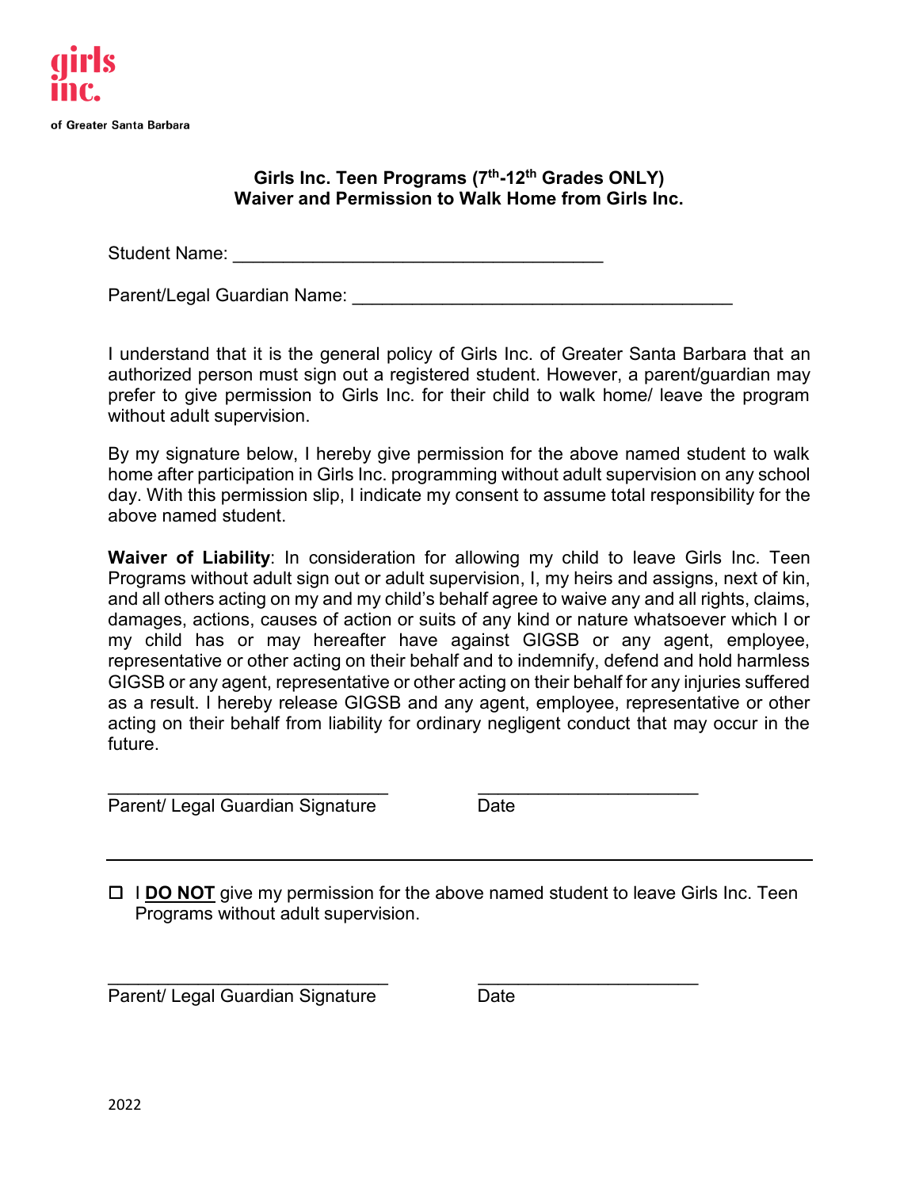girls inc.

of Greater Santa Barbara

**Girls Inc. Teen Programs ($7^{th}$-$12^{th}$ Grades ONLY)**
**Waiver and Permission to Walk Home from Girls Inc.**

Student Name: ____________________________________

Parent/Legal Guardian Name: ______________________________________

I understand that it is the general policy of Girls Inc. of Greater Santa Barbara that an authorized person must sign out a registered student. However, a parent/guardian may prefer to give permission to Girls Inc. for their child to walk home/ leave the program without adult supervision.

By my signature below, I hereby give permission for the above named student to walk home after participation in Girls Inc. programming without adult supervision on any school day. With this permission slip, I indicate my consent to assume total responsibility for the above named student.

**Waiver of Liability**: In consideration for allowing my child to leave Girls Inc. Teen Programs without adult sign out or adult supervision, I, my heirs and assigns, next of kin, and all others acting on my and my child's behalf agree to waive any and all rights, claims, damages, actions, causes of action or suits of any kind or nature whatsoever which I or my child has or may hereafter have against GIGSB or any agent, employee, representative or other acting on their behalf and to indemnify, defend and hold harmless GIGSB or any agent, representative or other acting on their behalf for any injuries suffered as a result. I hereby release GIGSB and any agent, employee, representative or other acting on their behalf from liability for ordinary negligent conduct that may occur in the future.

____________________________ ______________________
Parent/ Legal Guardian Signature Date

---

☐ I **DO NOT** give my permission for the above named student to leave Girls Inc. Teen Programs without adult supervision.

____________________________ ______________________
Parent/ Legal Guardian Signature Date

2022